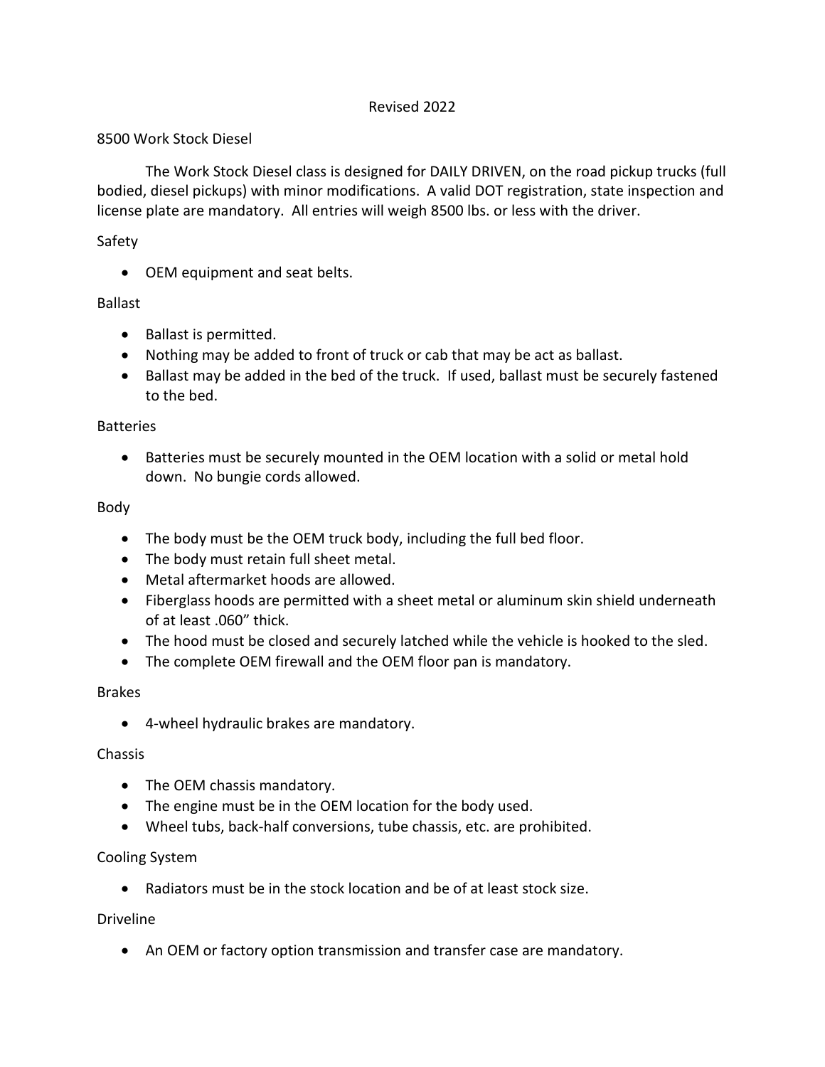Revised 2022

# 8500 Work Stock Diesel

The Work Stock Diesel class is designed for DAILY DRIVEN, on the road pickup trucks (full bodied, diesel pickups) with minor modifications. A valid DOT registration, state inspection and license plate are mandatory. All entries will weigh 8500 lbs. or less with the driver.

## Safety

- OEM equipment and seat belts.

## Ballast

- Ballast is permitted.
- Nothing may be added to front of truck or cab that may be act as ballast.
- Ballast may be added in the bed of the truck. If used, ballast must be securely fastened to the bed.

## Batteries

- Batteries must be securely mounted in the OEM location with a solid or metal hold down. No bungie cords allowed.

## Body

- The body must be the OEM truck body, including the full bed floor.
- The body must retain full sheet metal.
- Metal aftermarket hoods are allowed.
- Fiberglass hoods are permitted with a sheet metal or aluminum skin shield underneath of at least .060" thick.
- The hood must be closed and securely latched while the vehicle is hooked to the sled.
- The complete OEM firewall and the OEM floor pan is mandatory.

## Brakes

- 4-wheel hydraulic brakes are mandatory.

## Chassis

- The OEM chassis mandatory.
- The engine must be in the OEM location for the body used.
- Wheel tubs, back-half conversions, tube chassis, etc. are prohibited.

## Cooling System

- Radiators must be in the stock location and be of at least stock size.

## Driveline

- An OEM or factory option transmission and transfer case are mandatory.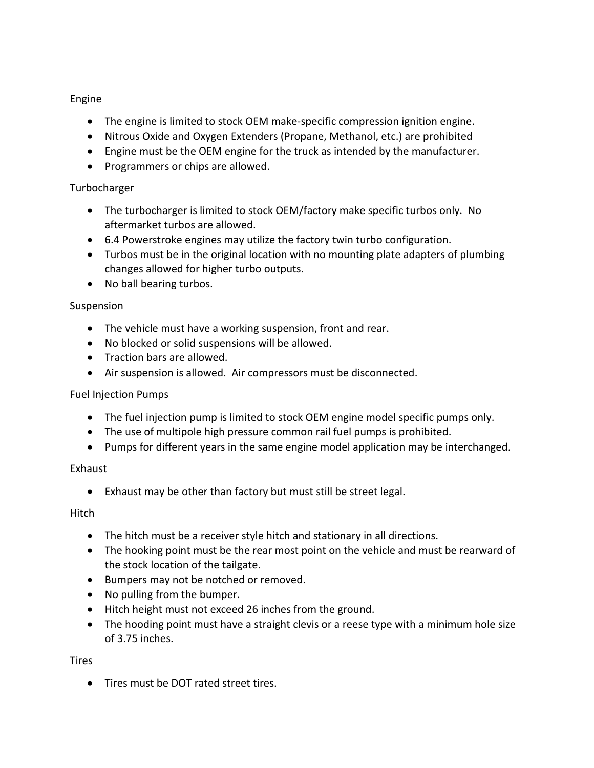## Engine

- The engine is limited to stock OEM make-specific compression ignition engine.
- Nitrous Oxide and Oxygen Extenders (Propane, Methanol, etc.) are prohibited
- Engine must be the OEM engine for the truck as intended by the manufacturer.
- Programmers or chips are allowed.

## Turbocharger

- The turbocharger is limited to stock OEM/factory make specific turbos only. No aftermarket turbos are allowed.
- 6.4 Powerstroke engines may utilize the factory twin turbo configuration.
- Turbos must be in the original location with no mounting plate adapters of plumbing changes allowed for higher turbo outputs.
- No ball bearing turbos.

## Suspension

- The vehicle must have a working suspension, front and rear.
- No blocked or solid suspensions will be allowed.
- Traction bars are allowed.
- Air suspension is allowed. Air compressors must be disconnected.

## Fuel Injection Pumps

- The fuel injection pump is limited to stock OEM engine model specific pumps only.
- The use of multipole high pressure common rail fuel pumps is prohibited.
- Pumps for different years in the same engine model application may be interchanged.

## Exhaust

- Exhaust may be other than factory but must still be street legal.

## Hitch

- The hitch must be a receiver style hitch and stationary in all directions.
- The hooking point must be the rear most point on the vehicle and must be rearward of the stock location of the tailgate.
- Bumpers may not be notched or removed.
- No pulling from the bumper.
- Hitch height must not exceed 26 inches from the ground.
- The hooding point must have a straight clevis or a reese type with a minimum hole size of 3.75 inches.

## Tires

- Tires must be DOT rated street tires.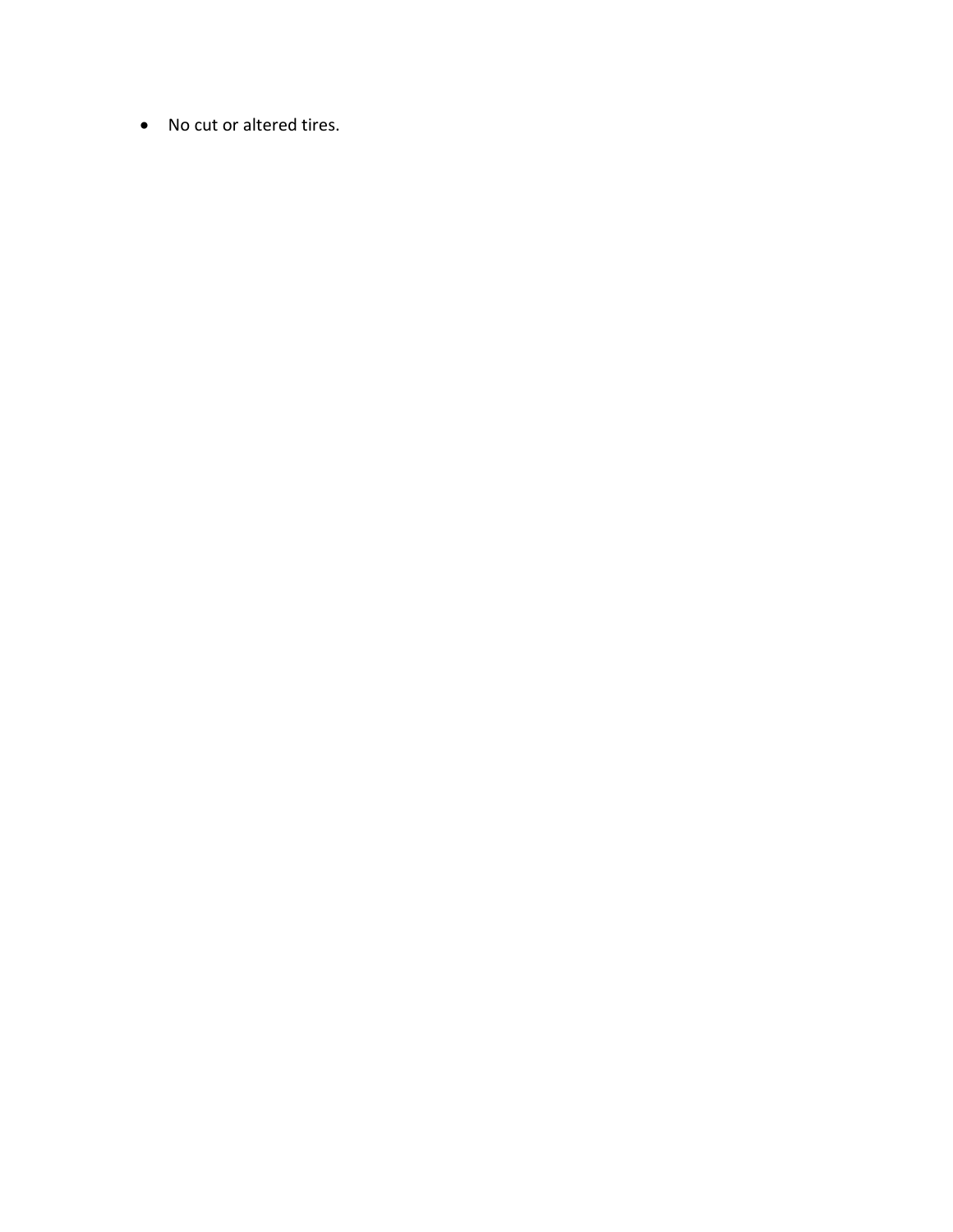- No cut or altered tires.